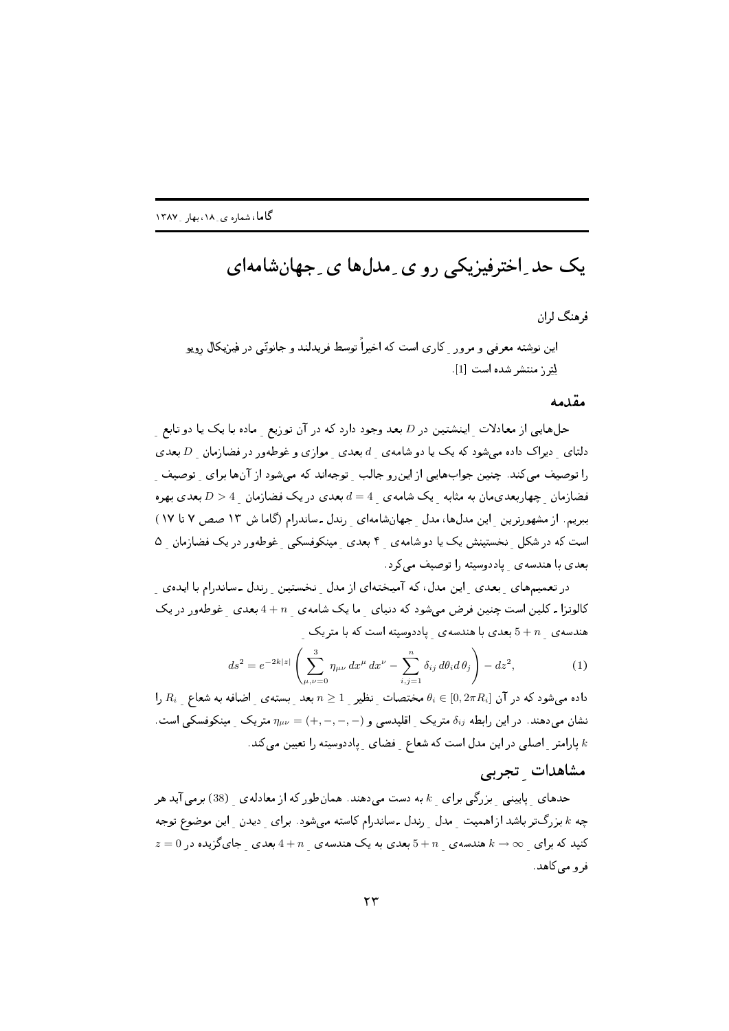# یک حد ِ اخترفیزیکی روی ِ مدل‌ها ی ِ جهان‌شامه‌ای

فرهنگ لران

این نوشته معرفی و مرور ِ کاری است که اخیراً توسط فریدلند و جانوتّی در فیزیکال رِویو لِترز منتشر شده است [1].

## مقدمه

حل‌هایی از معادلات ِ اینشتین در $D$ بعد وجود دارد که در آن توزیع ِ ماده با یک یا دو تابع ِ دلتای ِ دیراک داده می‌شود که یک یا دو شامه‌ی ِ $d$ بعدی ِ موازی و غوطه‌ور در فضازمان ِ $D$ بعدی را توصیف می‌کند. چنین جواب‌هایی از این‌رو جالب ِ توجه‌اند که می‌شود از آن‌ها برای ِ توصیف ِ فضازمان ِ چهاربعدی‌مان به مثابه ِ یک شامه‌ی ِ $d = 4$ بعدی در یک فضازمان ِ $D > 4$ بعدی بهره ببریم. از مشهورترین ِ این مدل‌ها، مدل ِ جهان‌شامه‌ای ِ رندل ـ ساندرام (گاما ش ۱۳ صص ۷ تا ۱۷) است که در شکل ِ نخستینش یک یا دو شامه‌ی ِ ۴ بعدی ِ مینکوفسکی ِ غوطه‌ور در یک فضازمان ِ ۵ بعدی با هندسه‌ی ِ پاددوسیته را توصیف می‌کرد.

در تعمیم‌های ِ بعدی ِ این مدل، که آمیخته‌ای از مدل ِ نخستین ِ رندل ـ ساندرام با ایده‌ی ِ کالوتزا ـ کلین است چنین فرض می‌شود که دنیای ِ ما یک شامه‌ی ِ $4 + n$ بعدی ِ غوطه‌ور در یک هندسه‌ی ِ $5 + n$ بعدی با هندسه‌ی ِ پاددوسیته است که با متریک ِ

$$ds^2 = e^{-2k|z|}\left(\sum_{\mu,\nu=0}^{3} \eta_{\mu\nu}\, dx^\mu\, dx^\nu - \sum_{i,j=1}^{n} \delta_{ij}\, d\theta_i d\,\theta_j\right) - dz^2, \qquad (1)$$

داده می‌شود که در آن $\theta_i \in [0, 2\pi R_i]$ مختصات ِ نظیر ِ $n \geq 1$ بعد ِ بسته‌ی ِ اضافه به شعاع ِ $R_i$ را نشان می‌دهند. در این رابطه $\delta_{ij}$ متریک ِ اقلیدسی و $\eta_{\mu\nu} = (+, -, -, -)$ متریک ِ مینکوفسکی است. $k$ پارامتر ِ اصلی در این مدل است که شعاع ِ فضای ِ پاددوسیته را تعیین می‌کند.

## مشاهدات ِ تجربی

حدهای ِ پایینی ِ بزرگی برای ِ $k$ به دست می‌دهند. همان‌طور که از معادله‌ی ِ (38) برمی‌آید هر چه $k$ بزرگ‌تر باشد از اهمیت ِ مدل ِ رندل ـ ساندرام کاسته می‌شود. برای ِ دیدن ِ این موضوع توجه کنید که برای ِ $k \to \infty$ هندسه‌ی ِ $5 + n$ بعدی به یک هندسه‌ی ِ $4 + n$ بعدی ِ جای‌گزیده در $z = 0$ فرو می‌کاهد.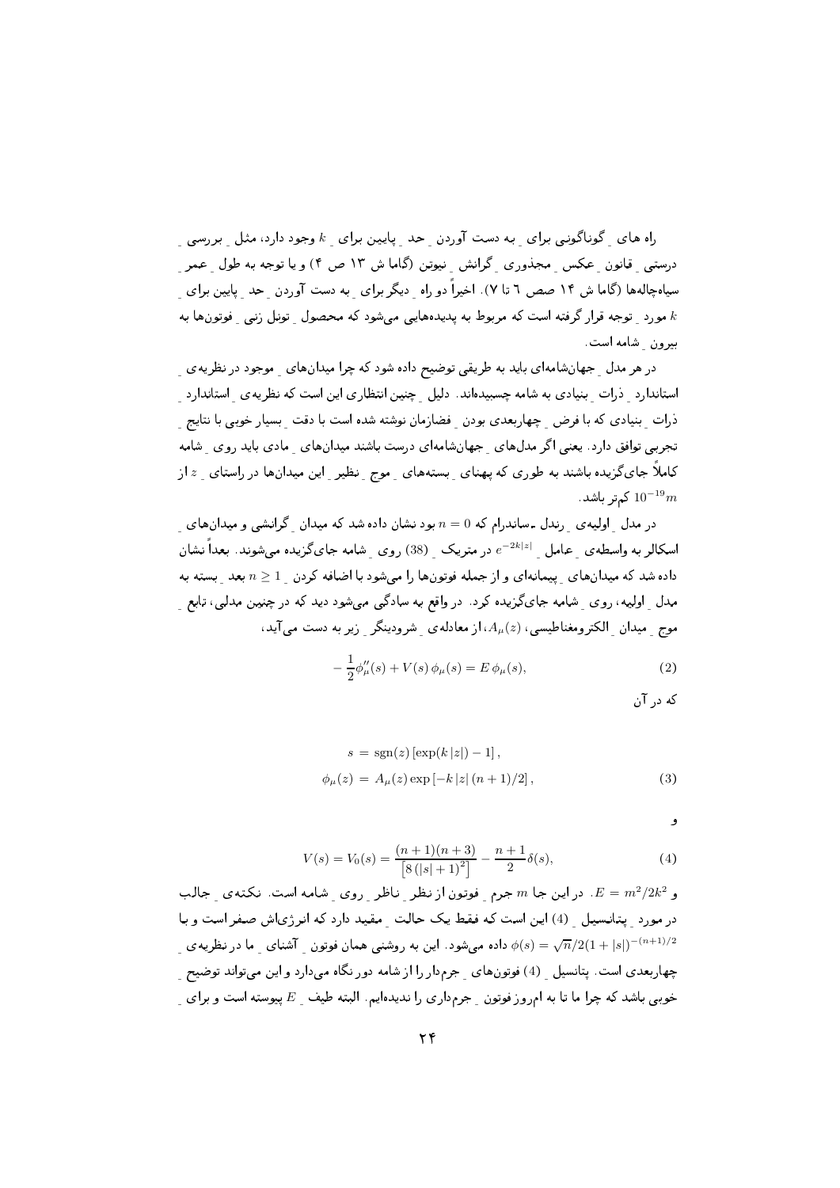راه های ِ گوناگونی برای ِ به دست آوردن ِ حد ِ پایین برای ِ $k$ وجود دارد، مثل ِ بررسی ِ درستی ِ قانون ِ عکس ِ مجذوری ِ گرانش ِ نیوتن (گاما ش ۱۳ ص ۴) و یا توجه به طول ِ عمر ِ سیاه‌چاله‌ها (گاما ش ۱۴ صص ۶ تا ۷). اخیراً دو راه ِ دیگر برای ِ به دست آوردن ِ حد ِ پایین برای ِ $k$ مورد ِ توجه قرار گرفته است که مربوط به پدیده‌هایی می‌شود که محصول ِ تونل زنی ِ فوتون‌ها به بیرون ِ شامه است.

در هر مدل ِ جهان‌شامه‌ای باید به طریقی توضیح داده شود که چرا میدان‌های ِ موجود در نظریه‌ی ِ استاندارد ِ ذرات ِ بنیادی به شامه چسبیده‌اند. دلیل ِ چنین انتظاری این است که نظریه‌ی ِ استاندارد ِ ذرات ِ بنیادی که با فرض ِ چهاربعدی بودن ِ فضازمان نوشته شده است با دقت ِ بسیار خوبی با نتایج ِ تجربی توافق دارد. یعنی اگر مدل‌های ِ جهان‌شامه‌ای درست باشند میدان‌های ِ مادی باید روی ِ شامه کاملاً جای‌گزیده باشند به طوری که پهنای ِ بسته‌های ِ موج ِ نظیر ِ این میدان‌ها در راستای ِ $z$ از $10^{-19}m$ کم‌تر باشد.

در مدل ِ اولیه‌ی ِ رندل ـ ساندرام که $n=0$ بود نشان داده شد که میدان ِ گرانشی و میدان‌های ِ اسکالر به واسطه‌ی ِ عامل ِ $e^{-2k|z|}$ در متریک ِ (38) روی ِ شامه جای‌گزیده می‌شوند. بعداً نشان داده شد که میدان‌های ِ پیمانه‌ای ِ و از جمله فوتون‌ها را می‌شود با اضافه کردن ِ $n \geq 1$ بعد ِ بسته به مدل ِ اولیه، روی ِ شامه جای‌گزیده کرد. در واقع به سادگی می‌شود دید که در چنین مدلی، تابع ِ موج ِ میدان ِ الکترومغناطیسی، $A_\mu(z)$، از معادله‌ی ِ شرودینگر ِ زیر به دست می‌آید،

$$-\frac{1}{2}\phi_\mu''(s) + V(s)\,\phi_\mu(s) = E\,\phi_\mu(s), \tag{2}$$

که در آن

$$\begin{aligned} s \;&=\; \mathrm{sgn}(z)\left[\exp(k\,|z|) - 1\right], \\ \phi_\mu(z) \;&=\; A_\mu(z)\exp\left[-k\,|z|\,(n+1)/2\right], \end{aligned} \tag{3}$$

و

$$V(s) = V_0(s) = \frac{(n+1)(n+3)}{\left[8\left(|s|+1\right)^2\right]} - \frac{n+1}{2}\delta(s), \tag{4}$$

و $E = m^2/2k^2$. در این جا $m$ جرم ِ فوتون از نظر ِ ناظر ِ روی ِ شامه است. نکته‌ی ِ جالب در مورد ِ پتانسیل ِ (4) این است که فقط یک حالت ِ مقید دارد که انرژی‌اش صفر است و با $\phi(s) = \sqrt{n}/2(1+|s|)^{-(n+1)/2}$ داده می‌شود. این به روشنی همان فوتون ِ آشنای ِ ما در نظریه‌ی ِ چهاربعدی است. پتانسیل ِ (4) فوتون‌های ِ جرم‌دار را از شامه دور نگاه می‌دارد و این می‌تواند توضیح ِ خوبی باشد که چرا ما تا به امروز فوتون ِ جرم‌داری را ندیده‌ایم. البته طیف ِ $E$ پیوسته است و برای ِ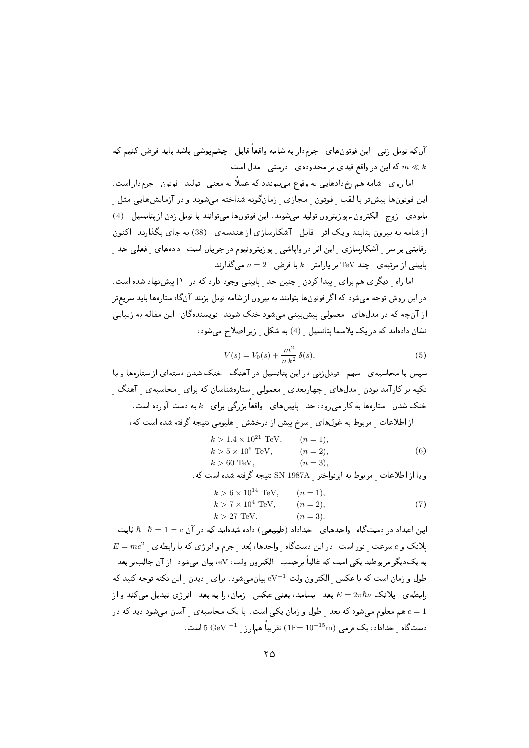آن‌که تونل زنی ِ این فوتون‌های ِ جرم‌دار به شامه واقعاً قابل ِ چشم‌پوشی باشد باید فرض کنیم که $m \ll k$ که این در واقع قیدی بر محدوده‌ی ِ درستی ِ مدل است.

اما روی ِ شامه هم رخ‌دادهایی به وقوع می‌پیوندد که عملاً به معنی ِ تولید ِ فوتون ِ جرم‌دار است. این فوتون‌ها بیش‌تر با لقب ِ فوتون ِ مجازی ِ زمان‌گونه شناخته می‌شوند و در آزمایش‌هایی مثل ِ نابودی ِ زوج ِ الکترون ـ پوزیترون تولید می‌شوند. این فوتون‌ها می‌توانند با تونل زدن از پتانسیل ِ (4) از شامه به بیرون بتابند و یک اثر ِ قابل ِ آشکارسازی از هندسه‌ی ِ (38) به جای بگذارند. اکنون رقابتی بر سر ِ آشکارسازی ِ این اثر در واپاشی ِ پوزیترونیوم در جریان است. داده‌های ِ فعلی حد ِ پایینی از مرتبه‌ی ِ چند TeV بر پارامتر ِ $k$ با فرض ِ $n = 2$ می‌گذارند.

اما راه ِ دیگری هم برای ِ پیدا کردن ِ چنین حد ِ پایینی وجود دارد که در [1] پیشنهاد شده است. در این روش توجه می‌شود که اگر فوتون‌ها بتوانند به بیرون از شامه تونل بزنند آن‌گاه ستاره‌ها باید سریع‌تر از آن‌چه که در مدل‌های ِ معمولی پیش‌بینی می‌شود خنک شوند. نویسنده‌گان ِ این مقاله به زیبایی نشان داده‌اند که در یک پلاسما پتانسیل ِ (4) به شکل ِ زیر اصلاح می‌شود،

$$V(s) = V_0(s) + \frac{m^2}{n\, k^2}\, \delta(s), \tag{5}$$

سپس با محاسبه‌ی ِ سهم ِ تونل‌زنی در این پتانسیل در آهنگ ِ خنک شدن دسته‌ای از ستاره‌ها و با تکیه بر کارآمد بودن ِ مدل‌های ِ چهاربعدی ِ معمولی ِ ستاره‌شناسان که برای ِ محاسبه‌ی ِ آهنگ ِ خنک شدن ِ ستاره‌ها به کار می‌رود، حد ِ پایین‌های ِ واقعاً بزرگی برای ِ $k$ به دست آورده است.

از اطلاعات ِ مربوط به غول‌های ِ سرخ پیش از درخشش ِ هلیومی نتیجه گرفته شده است که،

$$\begin{aligned} &k > 1.4 \times 10^{21}\ \text{TeV}, && (n = 1),\\ &k > 5 \times 10^{6}\ \text{TeV}, && (n = 2),\\ &k > 60\ \text{TeV}, && (n = 3), \end{aligned} \tag{6}$$

و یا از اطلاعات ِ مربوط به ابرنواختر ِ SN 1987A نتیجه گرفته شده است که،

$$\begin{aligned} &k > 6 \times 10^{14}\ \text{TeV}, && (n = 1),\\ &k > 7 \times 10^{4}\ \text{TeV}, && (n = 2),\\ &k > 27\ \text{TeV}, && (n = 3). \end{aligned} \tag{7}$$

این اعداد در دستگاه ِ واحدهای ِ خداداد (طبیعی) داده شده‌اند که در آن $\hbar = 1 = c$. $\hbar$ ثابت ِ پلانک و $c$ سرعت ِ نور است. در این دستگاه ِ واحدها، بُعد ِ جرم و انرژی که با رابطه‌ی ِ $E = mc^2$ به یک‌دیگر مربوطند یکی است که غالباً برحسب ِ الکترون ولت، eV، بیان می‌شود. از آن جالب‌تر بعد ِ طول و زمان است که با عکس ِ الکترون ولت $\text{eV}^{-1}$ بیان‌می‌شود. برای ِ دیدن ِ این نکته توجه کنید که رابطه‌ی ِ پلانک $E = 2\pi\hbar\nu$ بعد ِ بسامد، یعنی عکس ِ زمان، را به بعد ِ انرژی تبدیل می‌کند و از $c = 1$ هم معلوم می‌شود که بعد ِ طول و زمان یکی است. با یک محاسبه‌ی ِ آسان می‌شود دید که در دستگاه ِ خداداد، یک فرمی ($1\text{F} = 10^{-15}\text{m}$) تقریباً هم‌ارز ِ $5\ \text{GeV}^{-1}$ است.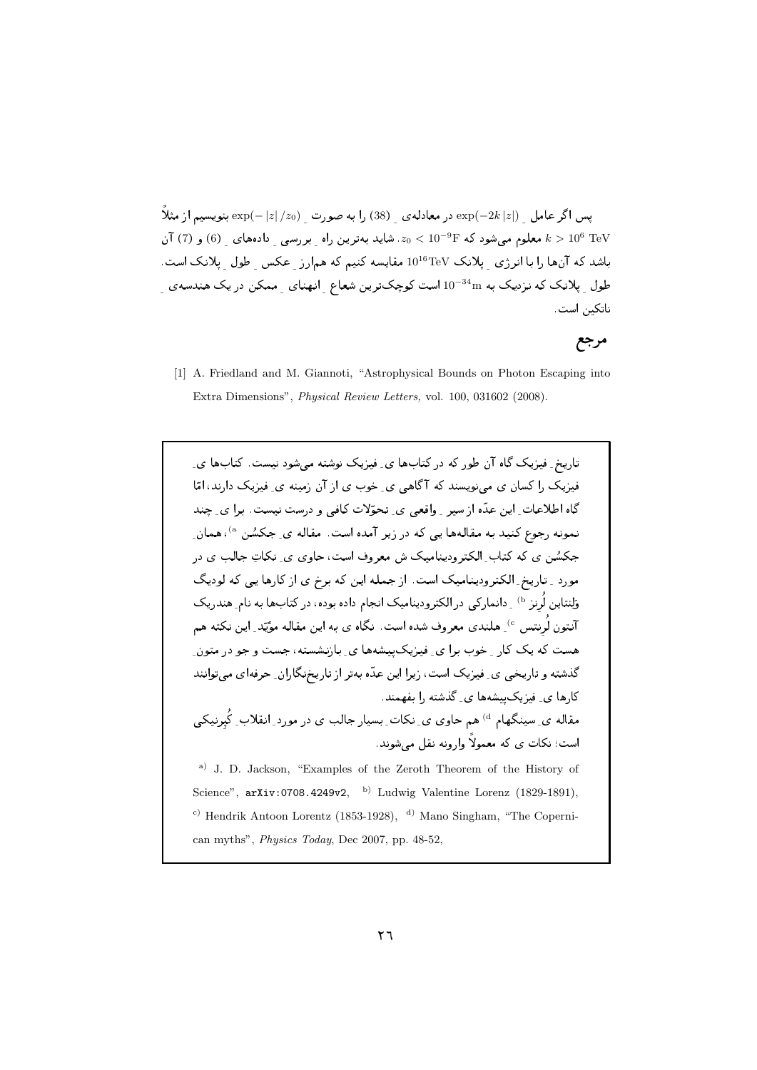پس اگر عامل ـ $\exp(-2k|z|)$ در معادله‌ی ـ (38) را به صورت ـ $\exp(-|z|/z_0)$ بنویسیم از مثلاً $k > 10^6$ TeV معلوم می‌شود که $z_0 < 10^{-9}$F. شاید به‌ترین راه ـ بررسی ـ داده‌های ـ (6) و (7) آن باشد که آن‌ها را با انرژی ـ پلانک $10^{16}$TeV مقایسه کنیم که هم‌ارز ـ عکس ـ طول ـ پلانک است. طول ـ پلانک که نزدیک به $10^{-34}$m است کوچک‌ترین شعاع ـ انحنای ـ ممکن در یک هندسه‌ی ـ ناتکین است.

## مرجع

[1] A. Friedland and M. Giannoti, "Astrophysical Bounds on Photon Escaping into Extra Dimensions", *Physical Review Letters,* vol. 100, 031602 (2008).

---

تاریخ ـ فیزیک گاه آن طور که در کتاب‌ها ی ـ فیزیک نوشته می‌شود نیست. کتاب‌ها ی ـ فیزیک را کسان ی می‌نویسند که آگاهی ی ـ خوب ی از آن زمینه ی ـ فیزیک دارند، امّا گاه اطلاعات ـ این عدّه از سیر ـ واقعی ی ـ تحوّلات کافی و درست نیست. برا ی ـ چند نمونه رجوع کنید به مقاله‌ها یی که در زیر آمده است. مقاله ی ـ جکسُن [a]، همان ـ جکسُن ی که کتاب ـ الکترودینامیک ش معروف است، حاوی ی ـ نکاتِ جالب ی در مورد ـ تاریخ ـ الکترودینامیک است. از جمله این که برخ ی از کارها یی که لودیگ وَلِنتاین لُرِنز [b] ـ دانمارکی در الکترودینامیک انجام داده بوده، در کتاب‌ها به نام ـ هندریک آنتون لُرِنتس [c] ـ هلندی معروف شده است. نگاه ی به این مقاله موَیّد ـ این نکته هم هست که یک کار ـ خوب برا ی ـ فیزیک‌پیشه‌ها ی ـ بازنشسته، جست و جو در متون ـ گذشته و تاریخی ی ـ فیزیک است، زیرا این عدّه به‌تر از تاریخ‌نگاران ـ حرفه‌ای می‌توانند کارها ی ـ فیزیک‌پیشه‌ها ی ـ گذشته را بفهمند.

مقاله ی ـ سینگهام [d] هم حاوی ی ـ نکات ـ بسیار جالب ی در مورد ـ انقلاب ـ کُپرنیکی است؛ نکات ی که معمولاً وارونه نقل می‌شوند.

[a] J. D. Jackson, "Examples of the Zeroth Theorem of the History of Science", arXiv:0708.4249v2, [b] Ludwig Valentine Lorenz (1829-1891), [c] Hendrik Antoon Lorentz (1853-1928), [d] Mano Singham, "The Copernican myths", *Physics Today*, Dec 2007, pp. 48-52,